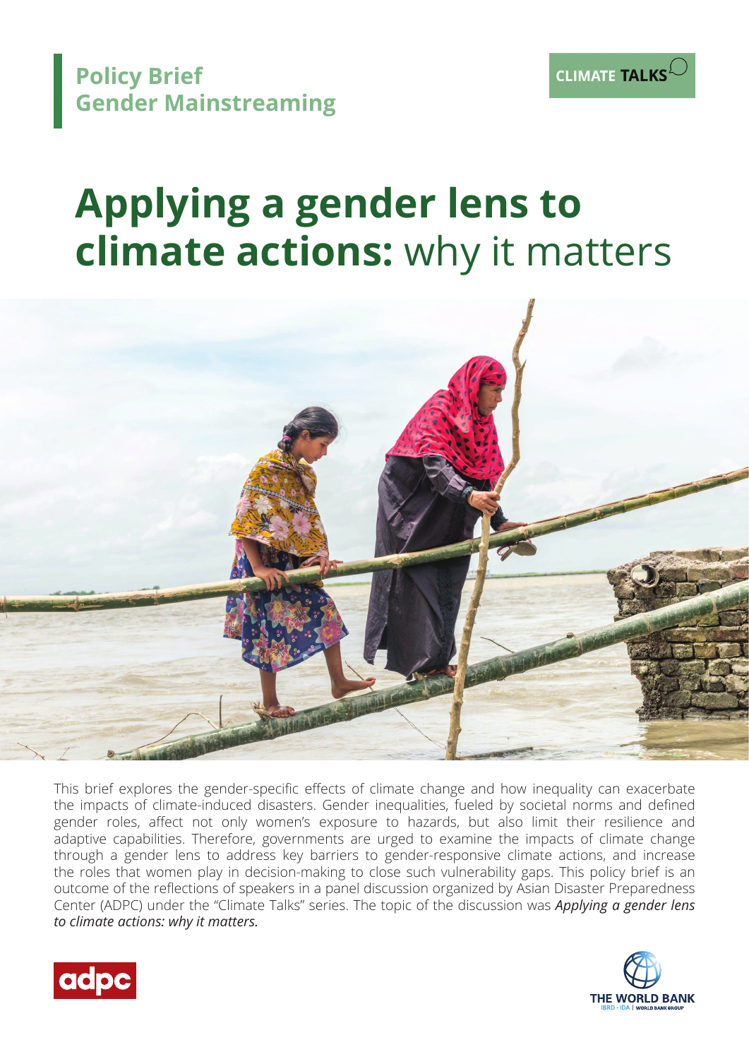Policy Brief
Gender Mainstreaming

CLIMATE TALKS

# Applying a gender lens to climate actions: why it matters

This brief explores the gender-specific effects of climate change and how inequality can exacerbate the impacts of climate-induced disasters. Gender inequalities, fueled by societal norms and defined gender roles, affect not only women's exposure to hazards, but also limit their resilience and adaptive capabilities. Therefore, governments are urged to examine the impacts of climate change through a gender lens to address key barriers to gender-responsive climate actions, and increase the roles that women play in decision-making to close such vulnerability gaps. This policy brief is an outcome of the reflections of speakers in a panel discussion organized by Asian Disaster Preparedness Center (ADPC) under the "Climate Talks" series. The topic of the discussion was ***Applying a gender lens to climate actions: why it matters.***

adpc

THE WORLD BANK
IBRD • IDA | WORLD BANK GROUP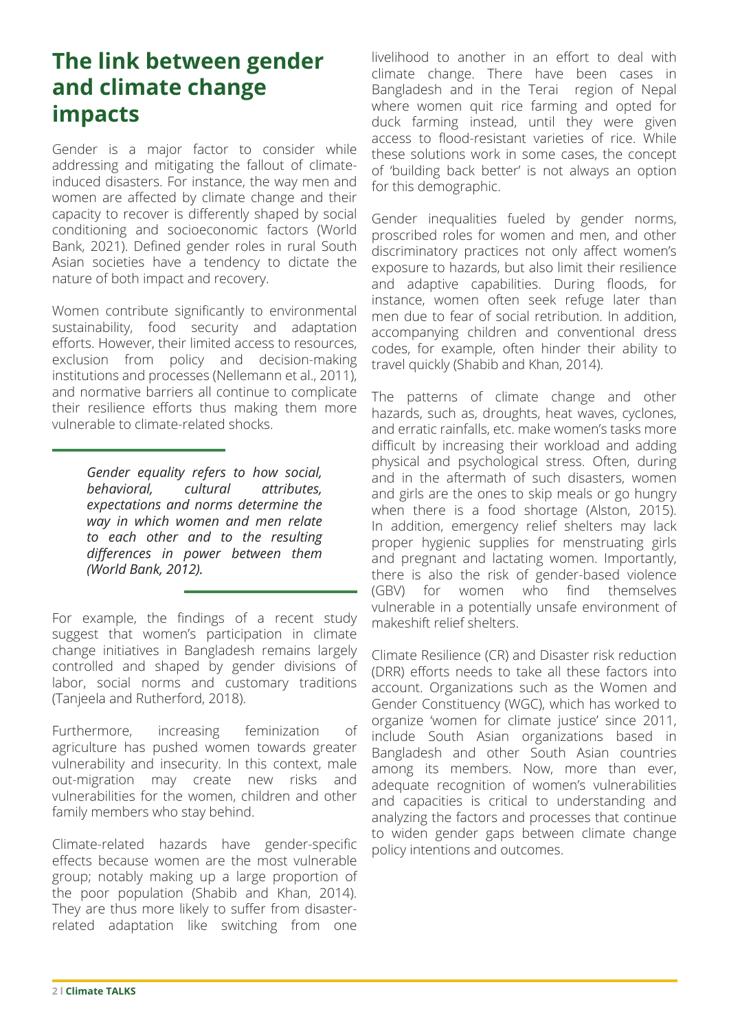## The link between gender and climate change impacts

Gender is a major factor to consider while addressing and mitigating the fallout of climate-induced disasters. For instance, the way men and women are affected by climate change and their capacity to recover is differently shaped by social conditioning and socioeconomic factors (World Bank, 2021). Defined gender roles in rural South Asian societies have a tendency to dictate the nature of both impact and recovery.

Women contribute significantly to environmental sustainability, food security and adaptation efforts. However, their limited access to resources, exclusion from policy and decision-making institutions and processes (Nellemann et al., 2011), and normative barriers all continue to complicate their resilience efforts thus making them more vulnerable to climate-related shocks.

> ***Gender equality refers to how social, behavioral, cultural attributes, expectations and norms determine the way in which women and men relate to each other and to the resulting differences in power between them (World Bank, 2012).***

For example, the findings of a recent study suggest that women's participation in climate change initiatives in Bangladesh remains largely controlled and shaped by gender divisions of labor, social norms and customary traditions (Tanjeela and Rutherford, 2018).

Furthermore, increasing feminization of agriculture has pushed women towards greater vulnerability and insecurity. In this context, male out-migration may create new risks and vulnerabilities for the women, children and other family members who stay behind.

Climate-related hazards have gender-specific effects because women are the most vulnerable group; notably making up a large proportion of the poor population (Shabib and Khan, 2014). They are thus more likely to suffer from disaster-related adaptation like switching from one livelihood to another in an effort to deal with climate change. There have been cases in Bangladesh and in the Terai region of Nepal where women quit rice farming and opted for duck farming instead, until they were given access to flood-resistant varieties of rice. While these solutions work in some cases, the concept of 'building back better' is not always an option for this demographic.

Gender inequalities fueled by gender norms, proscribed roles for women and men, and other discriminatory practices not only affect women's exposure to hazards, but also limit their resilience and adaptive capabilities. During floods, for instance, women often seek refuge later than men due to fear of social retribution. In addition, accompanying children and conventional dress codes, for example, often hinder their ability to travel quickly (Shabib and Khan, 2014).

The patterns of climate change and other hazards, such as, droughts, heat waves, cyclones, and erratic rainfalls, etc. make women's tasks more difficult by increasing their workload and adding physical and psychological stress. Often, during and in the aftermath of such disasters, women and girls are the ones to skip meals or go hungry when there is a food shortage (Alston, 2015). In addition, emergency relief shelters may lack proper hygienic supplies for menstruating girls and pregnant and lactating women. Importantly, there is also the risk of gender-based violence (GBV) for women who find themselves vulnerable in a potentially unsafe environment of makeshift relief shelters.

Climate Resilience (CR) and Disaster risk reduction (DRR) efforts needs to take all these factors into account. Organizations such as the Women and Gender Constituency (WGC), which has worked to organize 'women for climate justice' since 2011, include South Asian organizations based in Bangladesh and other South Asian countries among its members. Now, more than ever, adequate recognition of women's vulnerabilities and capacities is critical to understanding and analyzing the factors and processes that continue to widen gender gaps between climate change policy intentions and outcomes.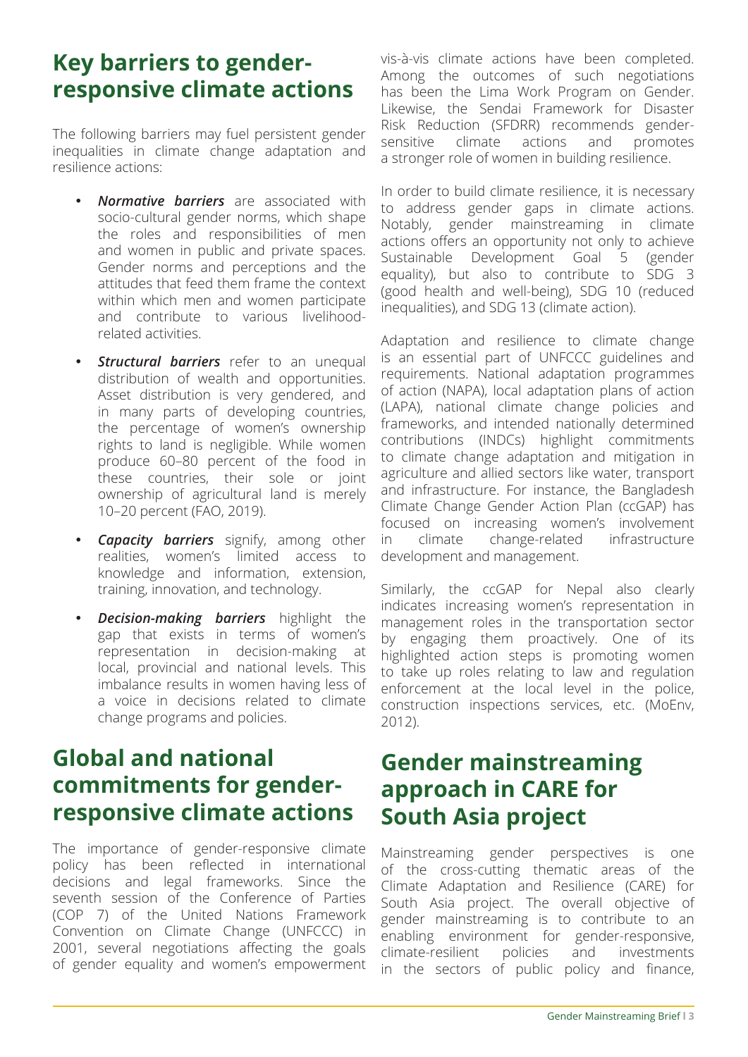## Key barriers to gender-responsive climate actions

The following barriers may fuel persistent gender inequalities in climate change adaptation and resilience actions:

- ***Normative barriers*** are associated with socio-cultural gender norms, which shape the roles and responsibilities of men and women in public and private spaces. Gender norms and perceptions and the attitudes that feed them frame the context within which men and women participate and contribute to various livelihood-related activities.
- ***Structural barriers*** refer to an unequal distribution of wealth and opportunities. Asset distribution is very gendered, and in many parts of developing countries, the percentage of women's ownership rights to land is negligible. While women produce 60–80 percent of the food in these countries, their sole or joint ownership of agricultural land is merely 10–20 percent (FAO, 2019).
- ***Capacity barriers*** signify, among other realities, women's limited access to knowledge and information, extension, training, innovation, and technology.
- ***Decision-making barriers*** highlight the gap that exists in terms of women's representation in decision-making at local, provincial and national levels. This imbalance results in women having less of a voice in decisions related to climate change programs and policies.

## Global and national commitments for gender-responsive climate actions

The importance of gender-responsive climate policy has been reflected in international decisions and legal frameworks. Since the seventh session of the Conference of Parties (COP 7) of the United Nations Framework Convention on Climate Change (UNFCCC) in 2001, several negotiations affecting the goals of gender equality and women's empowerment vis-à-vis climate actions have been completed. Among the outcomes of such negotiations has been the Lima Work Program on Gender. Likewise, the Sendai Framework for Disaster Risk Reduction (SFDRR) recommends gender-sensitive climate actions and promotes a stronger role of women in building resilience.

In order to build climate resilience, it is necessary to address gender gaps in climate actions. Notably, gender mainstreaming in climate actions offers an opportunity not only to achieve Sustainable Development Goal 5 (gender equality), but also to contribute to SDG 3 (good health and well-being), SDG 10 (reduced inequalities), and SDG 13 (climate action).

Adaptation and resilience to climate change is an essential part of UNFCCC guidelines and requirements. National adaptation programmes of action (NAPA), local adaptation plans of action (LAPA), national climate change policies and frameworks, and intended nationally determined contributions (INDCs) highlight commitments to climate change adaptation and mitigation in agriculture and allied sectors like water, transport and infrastructure. For instance, the Bangladesh Climate Change Gender Action Plan (ccGAP) has focused on increasing women's involvement in climate change-related infrastructure development and management.

Similarly, the ccGAP for Nepal also clearly indicates increasing women's representation in management roles in the transportation sector by engaging them proactively. One of its highlighted action steps is promoting women to take up roles relating to law and regulation enforcement at the local level in the police, construction inspections services, etc. (MoEnv, 2012).

## Gender mainstreaming approach in CARE for South Asia project

Mainstreaming gender perspectives is one of the cross-cutting thematic areas of the Climate Adaptation and Resilience (CARE) for South Asia project. The overall objective of gender mainstreaming is to contribute to an enabling environment for gender-responsive, climate-resilient policies and investments in the sectors of public policy and finance,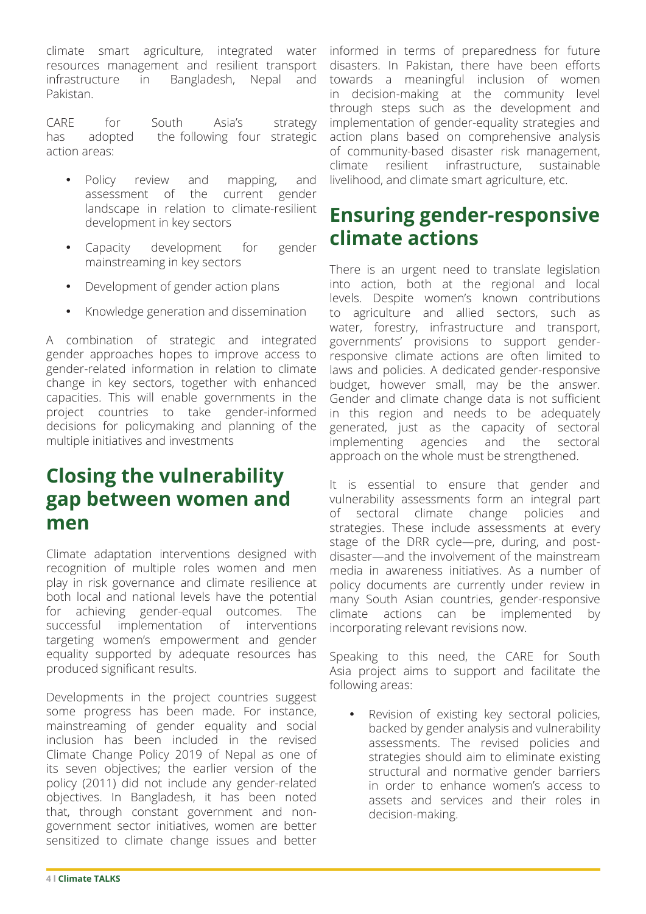climate smart agriculture, integrated water resources management and resilient transport infrastructure in Bangladesh, Nepal and Pakistan.

CARE for South Asia's strategy has adopted the following four strategic action areas:

- Policy review and mapping, and assessment of the current gender landscape in relation to climate-resilient development in key sectors
- Capacity development for gender mainstreaming in key sectors
- Development of gender action plans
- Knowledge generation and dissemination

A combination of strategic and integrated gender approaches hopes to improve access to gender-related information in relation to climate change in key sectors, together with enhanced capacities. This will enable governments in the project countries to take gender-informed decisions for policymaking and planning of the multiple initiatives and investments

## Closing the vulnerability gap between women and men

Climate adaptation interventions designed with recognition of multiple roles women and men play in risk governance and climate resilience at both local and national levels have the potential for achieving gender-equal outcomes. The successful implementation of interventions targeting women's empowerment and gender equality supported by adequate resources has produced significant results.

Developments in the project countries suggest some progress has been made. For instance, mainstreaming of gender equality and social inclusion has been included in the revised Climate Change Policy 2019 of Nepal as one of its seven objectives; the earlier version of the policy (2011) did not include any gender-related objectives. In Bangladesh, it has been noted that, through constant government and non-government sector initiatives, women are better sensitized to climate change issues and better informed in terms of preparedness for future disasters. In Pakistan, there have been efforts towards a meaningful inclusion of women in decision-making at the community level through steps such as the development and implementation of gender-equality strategies and action plans based on comprehensive analysis of community-based disaster risk management, climate resilient infrastructure, sustainable livelihood, and climate smart agriculture, etc.

## Ensuring gender-responsive climate actions

There is an urgent need to translate legislation into action, both at the regional and local levels. Despite women's known contributions to agriculture and allied sectors, such as water, forestry, infrastructure and transport, governments' provisions to support gender-responsive climate actions are often limited to laws and policies. A dedicated gender-responsive budget, however small, may be the answer. Gender and climate change data is not sufficient in this region and needs to be adequately generated, just as the capacity of sectoral implementing agencies and the sectoral approach on the whole must be strengthened.

It is essential to ensure that gender and vulnerability assessments form an integral part of sectoral climate change policies and strategies. These include assessments at every stage of the DRR cycle—pre, during, and post-disaster—and the involvement of the mainstream media in awareness initiatives. As a number of policy documents are currently under review in many South Asian countries, gender-responsive climate actions can be implemented by incorporating relevant revisions now.

Speaking to this need, the CARE for South Asia project aims to support and facilitate the following areas:

- Revision of existing key sectoral policies, backed by gender analysis and vulnerability assessments. The revised policies and strategies should aim to eliminate existing structural and normative gender barriers in order to enhance women's access to assets and services and their roles in decision-making.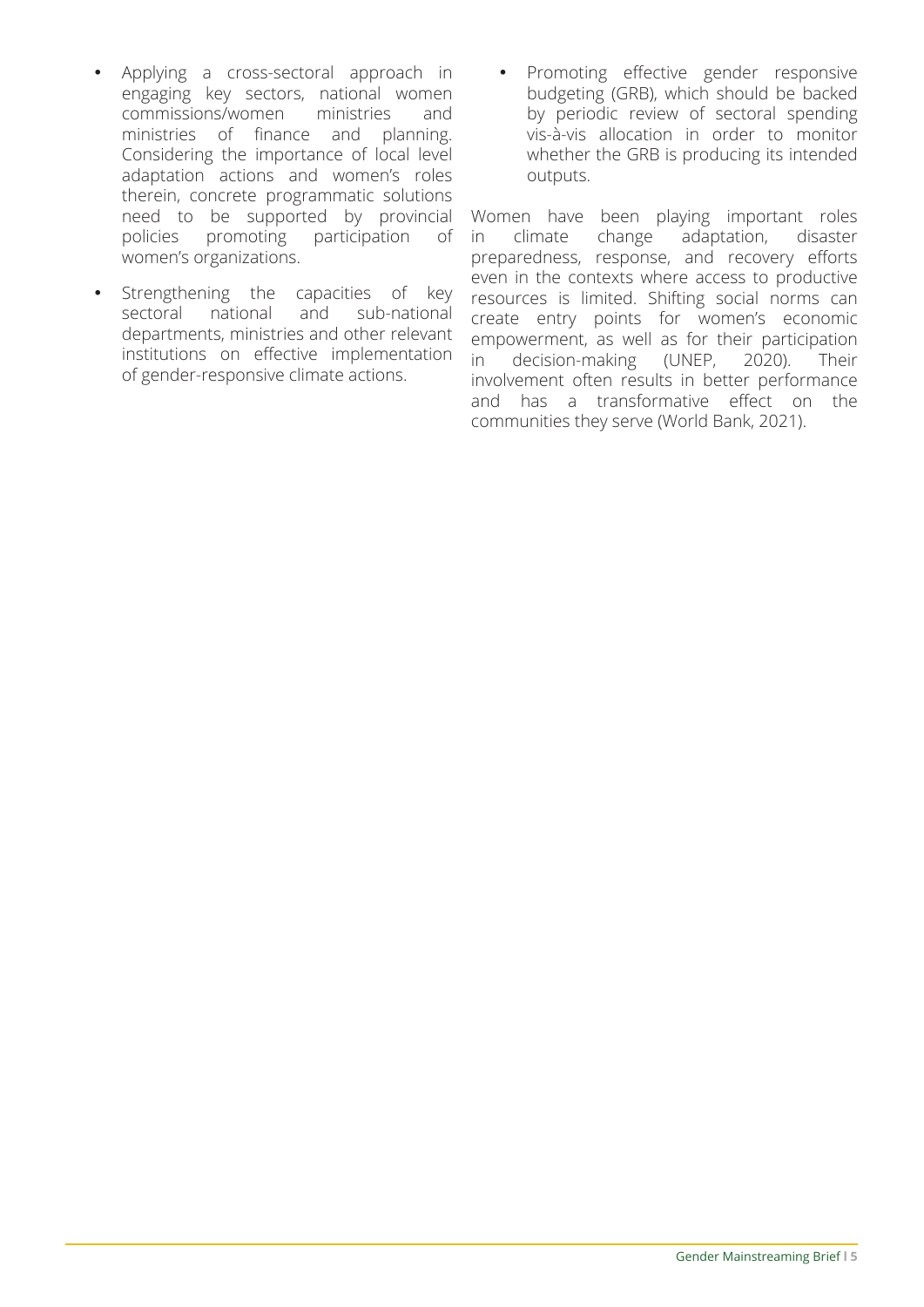- Applying a cross-sectoral approach in engaging key sectors, national women commissions/women ministries and ministries of finance and planning. Considering the importance of local level adaptation actions and women's roles therein, concrete programmatic solutions need to be supported by provincial policies promoting participation of women's organizations.
- Strengthening the capacities of key sectoral national and sub-national departments, ministries and other relevant institutions on effective implementation of gender-responsive climate actions.
- Promoting effective gender responsive budgeting (GRB), which should be backed by periodic review of sectoral spending vis-à-vis allocation in order to monitor whether the GRB is producing its intended outputs.

Women have been playing important roles in climate change adaptation, disaster preparedness, response, and recovery efforts even in the contexts where access to productive resources is limited. Shifting social norms can create entry points for women's economic empowerment, as well as for their participation in decision-making (UNEP, 2020). Their involvement often results in better performance and has a transformative effect on the communities they serve (World Bank, 2021).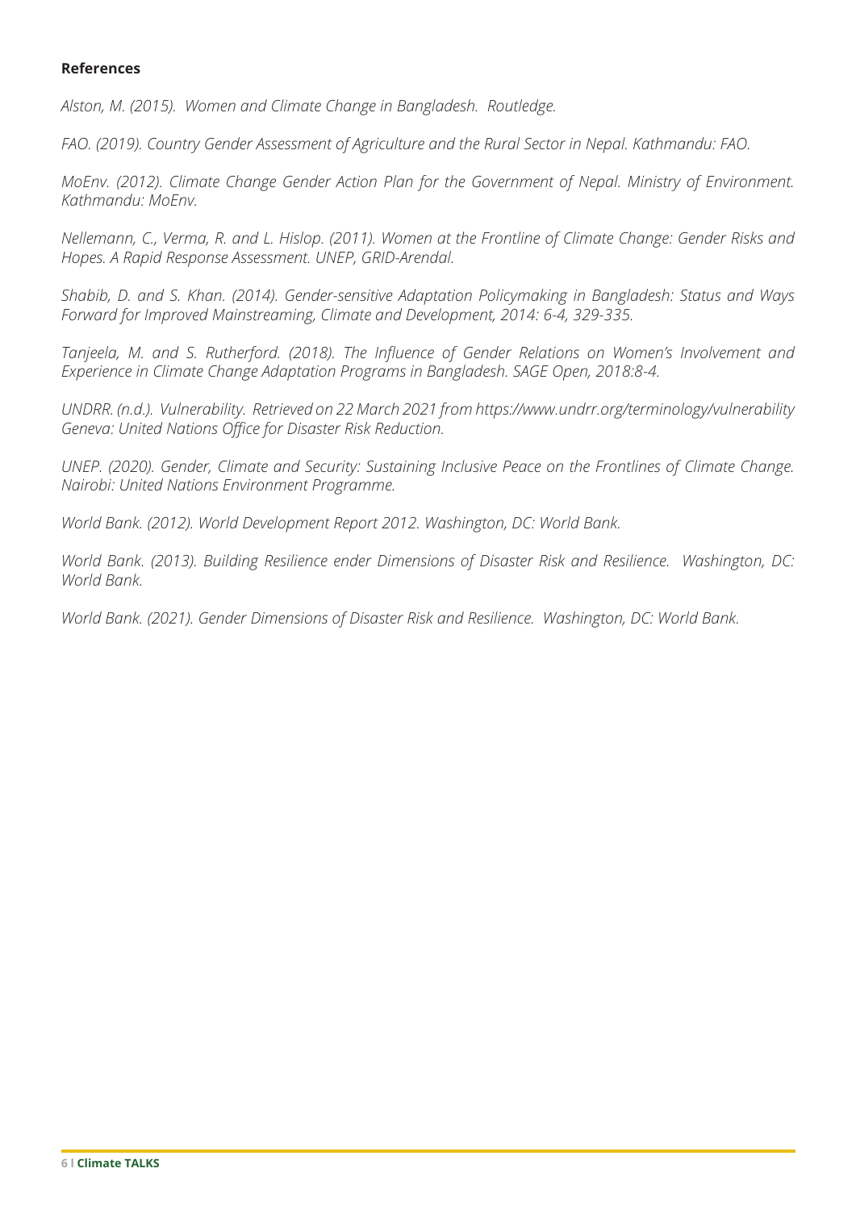**References**

*Alston, M. (2015). Women and Climate Change in Bangladesh. Routledge.*

*FAO. (2019). Country Gender Assessment of Agriculture and the Rural Sector in Nepal. Kathmandu: FAO.*

*MoEnv. (2012). Climate Change Gender Action Plan for the Government of Nepal. Ministry of Environment. Kathmandu: MoEnv.*

*Nellemann, C., Verma, R. and L. Hislop. (2011). Women at the Frontline of Climate Change: Gender Risks and Hopes. A Rapid Response Assessment. UNEP, GRID-Arendal.*

*Shabib, D. and S. Khan. (2014). Gender-sensitive Adaptation Policymaking in Bangladesh: Status and Ways Forward for Improved Mainstreaming, Climate and Development, 2014: 6-4, 329-335.*

*Tanjeela, M. and S. Rutherford. (2018). The Influence of Gender Relations on Women's Involvement and Experience in Climate Change Adaptation Programs in Bangladesh. SAGE Open, 2018:8-4.*

*UNDRR. (n.d.). Vulnerability. Retrieved on 22 March 2021 from https://www.undrr.org/terminology/vulnerability Geneva: United Nations Office for Disaster Risk Reduction.*

*UNEP. (2020). Gender, Climate and Security: Sustaining Inclusive Peace on the Frontlines of Climate Change. Nairobi: United Nations Environment Programme.*

*World Bank. (2012). World Development Report 2012. Washington, DC: World Bank.*

*World Bank. (2013). Building Resilience ender Dimensions of Disaster Risk and Resilience. Washington, DC: World Bank.*

*World Bank. (2021). Gender Dimensions of Disaster Risk and Resilience. Washington, DC: World Bank.*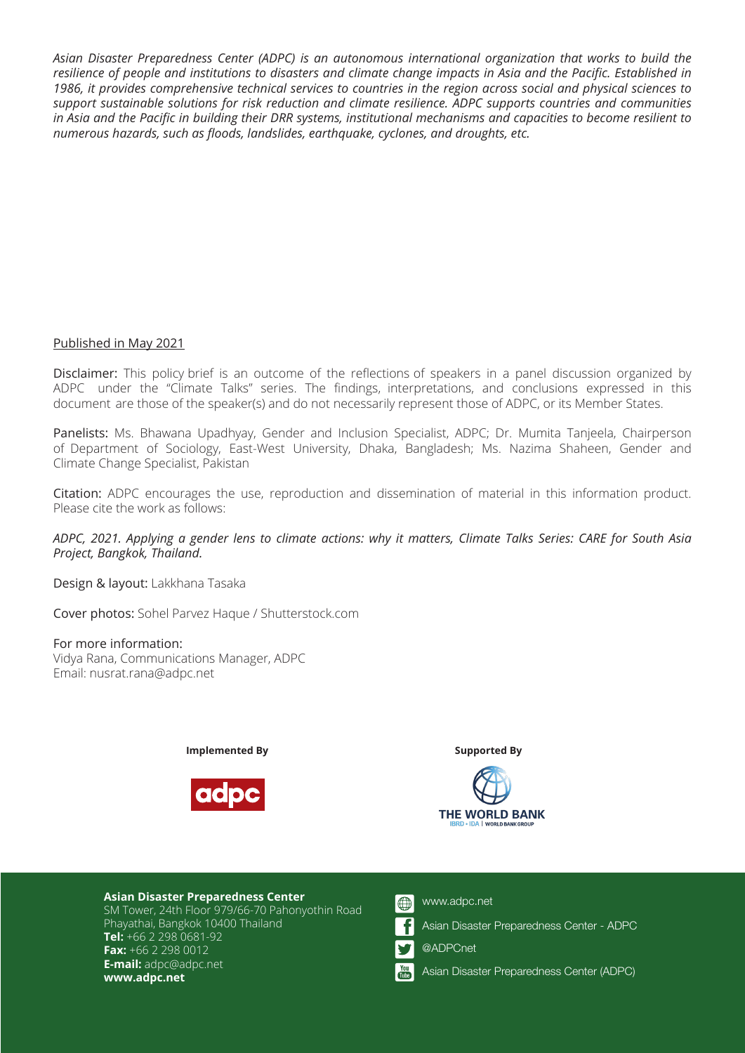*Asian Disaster Preparedness Center (ADPC) is an autonomous international organization that works to build the resilience of people and institutions to disasters and climate change impacts in Asia and the Pacific. Established in 1986, it provides comprehensive technical services to countries in the region across social and physical sciences to support sustainable solutions for risk reduction and climate resilience. ADPC supports countries and communities in Asia and the Pacific in building their DRR systems, institutional mechanisms and capacities to become resilient to numerous hazards, such as floods, landslides, earthquake, cyclones, and droughts, etc.*

Published in May 2021

Disclaimer: This policy brief is an outcome of the reflections of speakers in a panel discussion organized by ADPC under the "Climate Talks" series. The findings, interpretations, and conclusions expressed in this document are those of the speaker(s) and do not necessarily represent those of ADPC, or its Member States.

Panelists: Ms. Bhawana Upadhyay, Gender and Inclusion Specialist, ADPC; Dr. Mumita Tanjeela, Chairperson of Department of Sociology, East-West University, Dhaka, Bangladesh; Ms. Nazima Shaheen, Gender and Climate Change Specialist, Pakistan

Citation: ADPC encourages the use, reproduction and dissemination of material in this information product. Please cite the work as follows:

*ADPC, 2021. Applying a gender lens to climate actions: why it matters, Climate Talks Series: CARE for South Asia Project, Bangkok, Thailand.*

Design & layout: Lakkhana Tasaka

Cover photos: Sohel Parvez Haque / Shutterstock.com

For more information:
Vidya Rana, Communications Manager, ADPC
Email: nusrat.rana@adpc.net

**Implemented By**

adpc

**Supported By**

THE WORLD BANK
IBRD • IDA | WORLD BANK GROUP

**Asian Disaster Preparedness Center**
SM Tower, 24th Floor 979/66-70 Pahonyothin Road
Phayathai, Bangkok 10400 Thailand
**Tel:** +66 2 298 0681-92
**Fax:** +66 2 298 0012
**E-mail:** adpc@adpc.net
**www.adpc.net**

www.adpc.net
Asian Disaster Preparedness Center - ADPC
@ADPCnet
Asian Disaster Preparedness Center (ADPC)